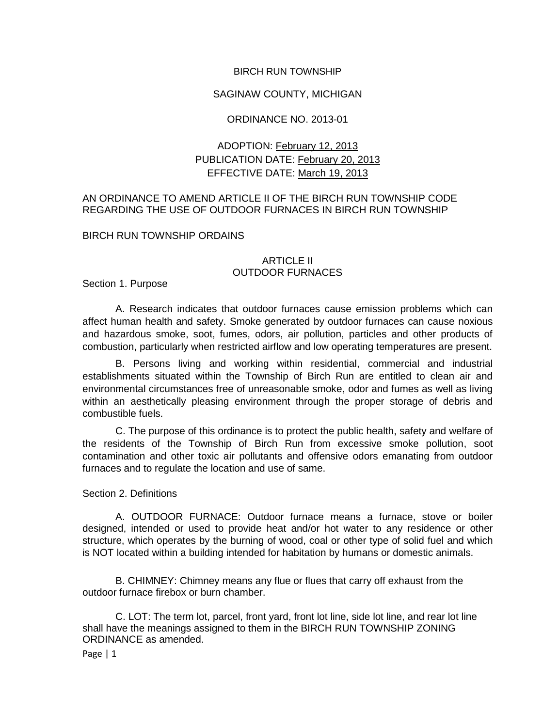BIRCH RUN TOWNSHIP

SAGINAW COUNTY, MICHIGAN

ORDINANCE NO. 2013-01

ADOPTION: February 12, 2013
PUBLICATION DATE: February 20, 2013
EFFECTIVE DATE: March 19, 2013

AN ORDINANCE TO AMEND ARTICLE II OF THE BIRCH RUN TOWNSHIP CODE REGARDING THE USE OF OUTDOOR FURNACES IN BIRCH RUN TOWNSHIP

BIRCH RUN TOWNSHIP ORDAINS

## ARTICLE II
## OUTDOOR FURNACES

Section 1. Purpose

A. Research indicates that outdoor furnaces cause emission problems which can affect human health and safety. Smoke generated by outdoor furnaces can cause noxious and hazardous smoke, soot, fumes, odors, air pollution, particles and other products of combustion, particularly when restricted airflow and low operating temperatures are present.

B. Persons living and working within residential, commercial and industrial establishments situated within the Township of Birch Run are entitled to clean air and environmental circumstances free of unreasonable smoke, odor and fumes as well as living within an aesthetically pleasing environment through the proper storage of debris and combustible fuels.

C. The purpose of this ordinance is to protect the public health, safety and welfare of the residents of the Township of Birch Run from excessive smoke pollution, soot contamination and other toxic air pollutants and offensive odors emanating from outdoor furnaces and to regulate the location and use of same.

Section 2. Definitions

A. OUTDOOR FURNACE: Outdoor furnace means a furnace, stove or boiler designed, intended or used to provide heat and/or hot water to any residence or other structure, which operates by the burning of wood, coal or other type of solid fuel and which is NOT located within a building intended for habitation by humans or domestic animals.

B. CHIMNEY: Chimney means any flue or flues that carry off exhaust from the outdoor furnace firebox or burn chamber.

C. LOT: The term lot, parcel, front yard, front lot line, side lot line, and rear lot line shall have the meanings assigned to them in the BIRCH RUN TOWNSHIP ZONING ORDINANCE as amended.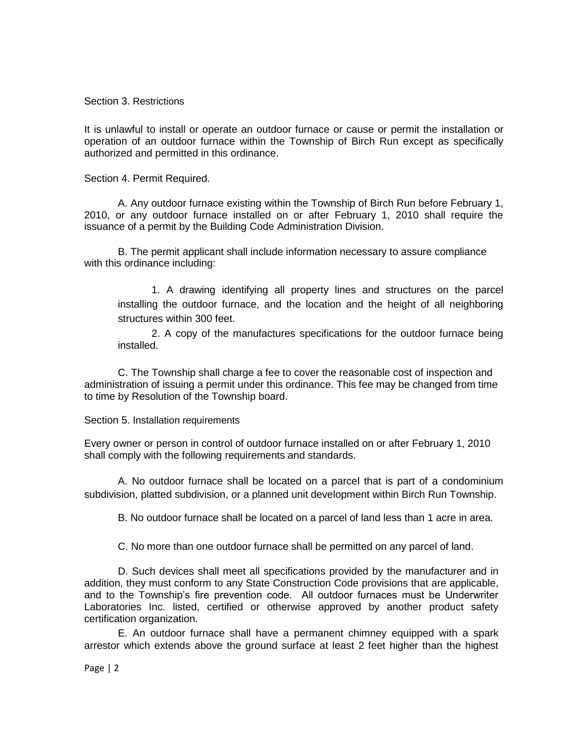Section 3. Restrictions

It is unlawful to install or operate an outdoor furnace or cause or permit the installation or operation of an outdoor furnace within the Township of Birch Run except as specifically authorized and permitted in this ordinance.

Section 4. Permit Required.

A. Any outdoor furnace existing within the Township of Birch Run before February 1, 2010, or any outdoor furnace installed on or after February 1, 2010 shall require the issuance of a permit by the Building Code Administration Division.

B. The permit applicant shall include information necessary to assure compliance with this ordinance including:

1. A drawing identifying all property lines and structures on the parcel installing the outdoor furnace, and the location and the height of all neighboring structures within 300 feet.

2. A copy of the manufactures specifications for the outdoor furnace being installed.

C. The Township shall charge a fee to cover the reasonable cost of inspection and administration of issuing a permit under this ordinance. This fee may be changed from time to time by Resolution of the Township board.

Section 5. Installation requirements

Every owner or person in control of outdoor furnace installed on or after February 1, 2010 shall comply with the following requirements and standards.

A. No outdoor furnace shall be located on a parcel that is part of a condominium subdivision, platted subdivision, or a planned unit development within Birch Run Township.

B. No outdoor furnace shall be located on a parcel of land less than 1 acre in area.

C. No more than one outdoor furnace shall be permitted on any parcel of land.

D. Such devices shall meet all specifications provided by the manufacturer and in addition, they must conform to any State Construction Code provisions that are applicable, and to the Township's fire prevention code. All outdoor furnaces must be Underwriter Laboratories Inc. listed, certified or otherwise approved by another product safety certification organization.

E. An outdoor furnace shall have a permanent chimney equipped with a spark arrestor which extends above the ground surface at least 2 feet higher than the highest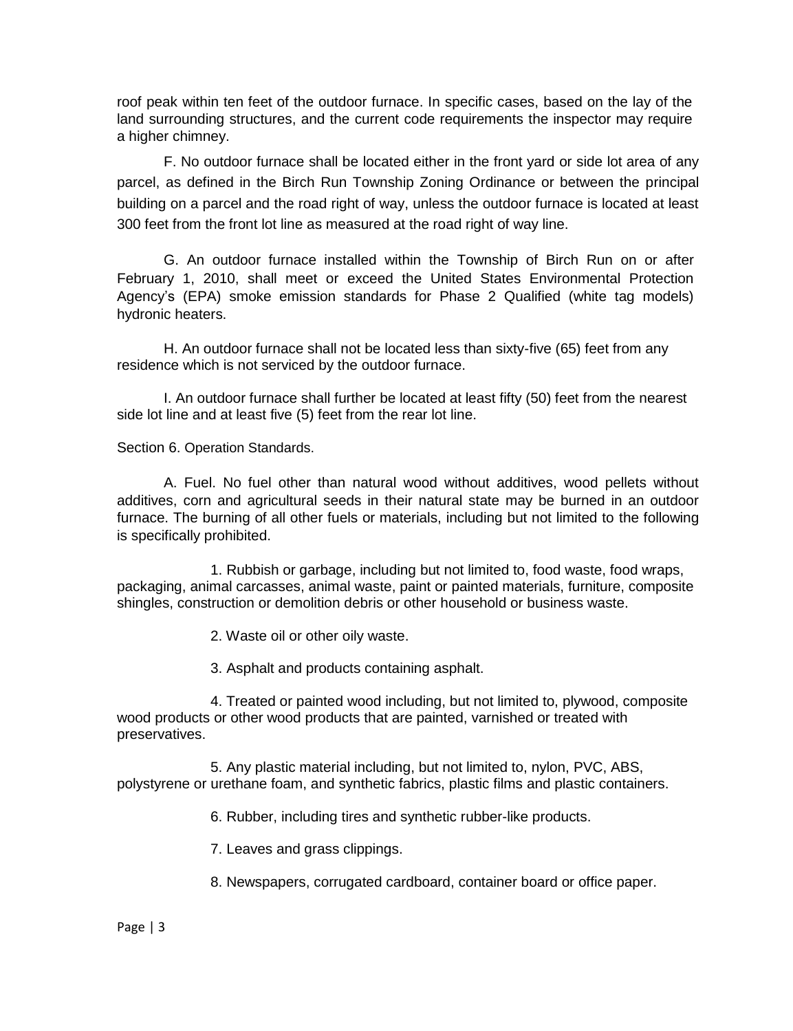roof peak within ten feet of the outdoor furnace. In specific cases, based on the lay of the land surrounding structures, and the current code requirements the inspector may require a higher chimney.

F. No outdoor furnace shall be located either in the front yard or side lot area of any parcel, as defined in the Birch Run Township Zoning Ordinance or between the principal building on a parcel and the road right of way, unless the outdoor furnace is located at least 300 feet from the front lot line as measured at the road right of way line.

G. An outdoor furnace installed within the Township of Birch Run on or after February 1, 2010, shall meet or exceed the United States Environmental Protection Agency's (EPA) smoke emission standards for Phase 2 Qualified (white tag models) hydronic heaters.

H. An outdoor furnace shall not be located less than sixty-five (65) feet from any residence which is not serviced by the outdoor furnace.

I. An outdoor furnace shall further be located at least fifty (50) feet from the nearest side lot line and at least five (5) feet from the rear lot line.

Section 6. Operation Standards.

A. Fuel. No fuel other than natural wood without additives, wood pellets without additives, corn and agricultural seeds in their natural state may be burned in an outdoor furnace. The burning of all other fuels or materials, including but not limited to the following is specifically prohibited.

1. Rubbish or garbage, including but not limited to, food waste, food wraps, packaging, animal carcasses, animal waste, paint or painted materials, furniture, composite shingles, construction or demolition debris or other household or business waste.

2. Waste oil or other oily waste.

3. Asphalt and products containing asphalt.

4. Treated or painted wood including, but not limited to, plywood, composite wood products or other wood products that are painted, varnished or treated with preservatives.

5. Any plastic material including, but not limited to, nylon, PVC, ABS, polystyrene or urethane foam, and synthetic fabrics, plastic films and plastic containers.

6. Rubber, including tires and synthetic rubber-like products.

7. Leaves and grass clippings.

8. Newspapers, corrugated cardboard, container board or office paper.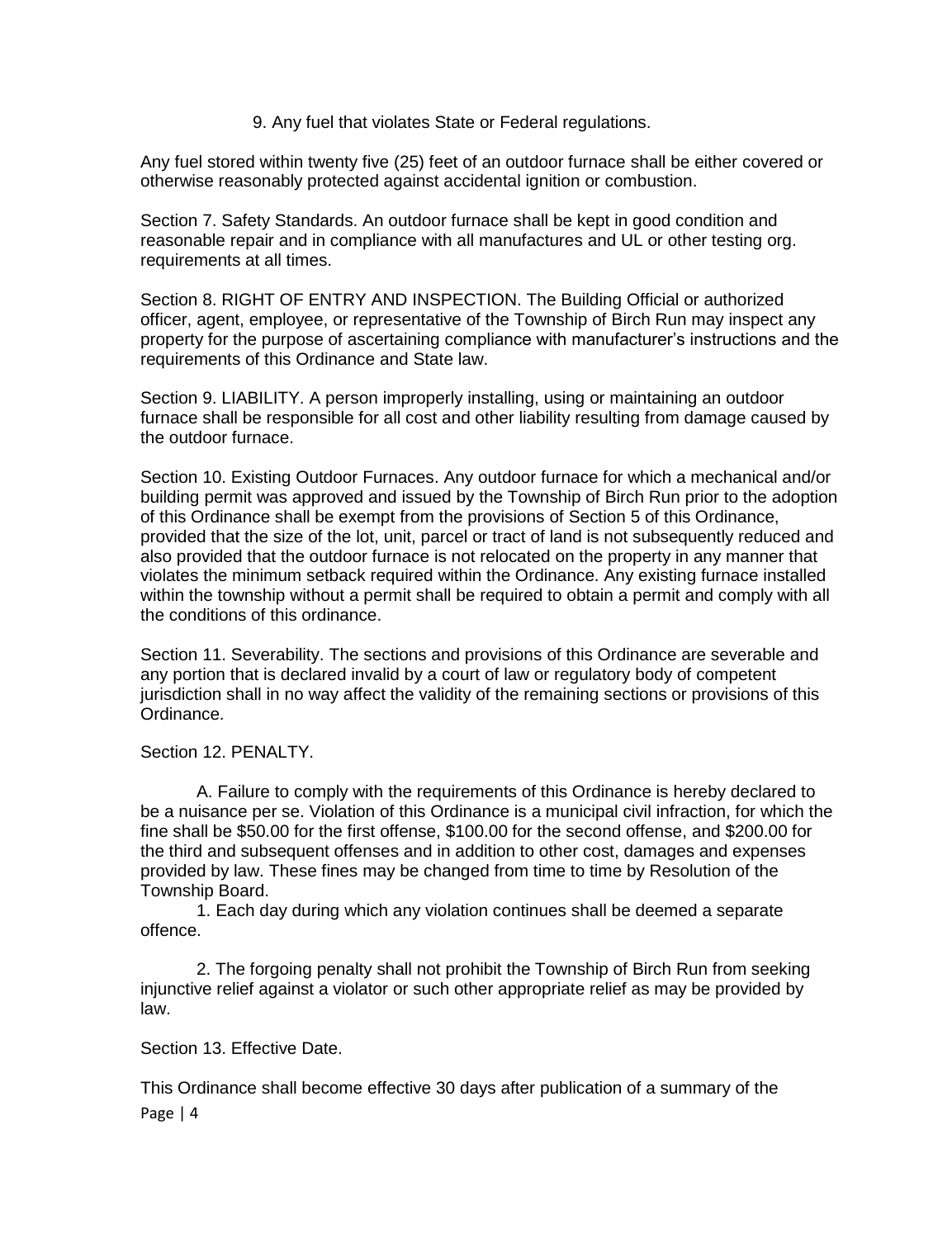9. Any fuel that violates State or Federal regulations.

Any fuel stored within twenty five (25) feet of an outdoor furnace shall be either covered or otherwise reasonably protected against accidental ignition or combustion.

Section 7. Safety Standards. An outdoor furnace shall be kept in good condition and reasonable repair and in compliance with all manufactures and UL or other testing org. requirements at all times.

Section 8. RIGHT OF ENTRY AND INSPECTION. The Building Official or authorized officer, agent, employee, or representative of the Township of Birch Run may inspect any property for the purpose of ascertaining compliance with manufacturer's instructions and the requirements of this Ordinance and State law.

Section 9. LIABILITY. A person improperly installing, using or maintaining an outdoor furnace shall be responsible for all cost and other liability resulting from damage caused by the outdoor furnace.

Section 10. Existing Outdoor Furnaces. Any outdoor furnace for which a mechanical and/or building permit was approved and issued by the Township of Birch Run prior to the adoption of this Ordinance shall be exempt from the provisions of Section 5 of this Ordinance, provided that the size of the lot, unit, parcel or tract of land is not subsequently reduced and also provided that the outdoor furnace is not relocated on the property in any manner that violates the minimum setback required within the Ordinance. Any existing furnace installed within the township without a permit shall be required to obtain a permit and comply with all the conditions of this ordinance.

Section 11. Severability. The sections and provisions of this Ordinance are severable and any portion that is declared invalid by a court of law or regulatory body of competent jurisdiction shall in no way affect the validity of the remaining sections or provisions of this Ordinance.

Section 12. PENALTY.

A. Failure to comply with the requirements of this Ordinance is hereby declared to be a nuisance per se. Violation of this Ordinance is a municipal civil infraction, for which the fine shall be $50.00 for the first offense, $100.00 for the second offense, and $200.00 for the third and subsequent offenses and in addition to other cost, damages and expenses provided by law. These fines may be changed from time to time by Resolution of the Township Board.

1. Each day during which any violation continues shall be deemed a separate offence.

2. The forgoing penalty shall not prohibit the Township of Birch Run from seeking injunctive relief against a violator or such other appropriate relief as may be provided by law.

Section 13. Effective Date.

This Ordinance shall become effective 30 days after publication of a summary of the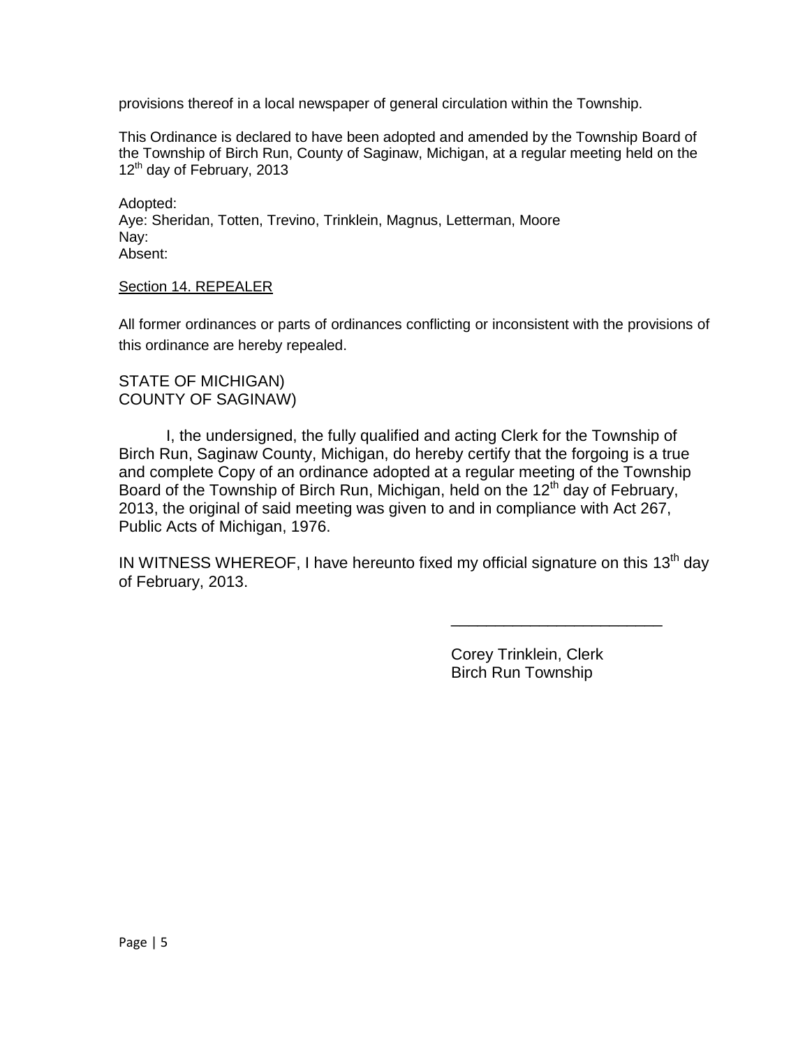provisions thereof in a local newspaper of general circulation within the Township.

This Ordinance is declared to have been adopted and amended by the Township Board of the Township of Birch Run, County of Saginaw, Michigan, at a regular meeting held on the 12th day of February, 2013

Adopted:
Aye: Sheridan, Totten, Trevino, Trinklein, Magnus, Letterman, Moore
Nay:
Absent:

Section 14. REPEALER

All former ordinances or parts of ordinances conflicting or inconsistent with the provisions of this ordinance are hereby repealed.

STATE OF MICHIGAN)
COUNTY OF SAGINAW)

I, the undersigned, the fully qualified and acting Clerk for the Township of Birch Run, Saginaw County, Michigan, do hereby certify that the forgoing is a true and complete Copy of an ordinance adopted at a regular meeting of the Township Board of the Township of Birch Run, Michigan, held on the 12th day of February, 2013, the original of said meeting was given to and in compliance with Act 267, Public Acts of Michigan, 1976.

IN WITNESS WHEREOF, I have hereunto fixed my official signature on this 13th day of February, 2013.

\_\_\_\_\_\_\_\_\_\_\_\_\_\_\_\_\_\_\_\_\_\_\_\_\_

Corey Trinklein, Clerk
Birch Run Township